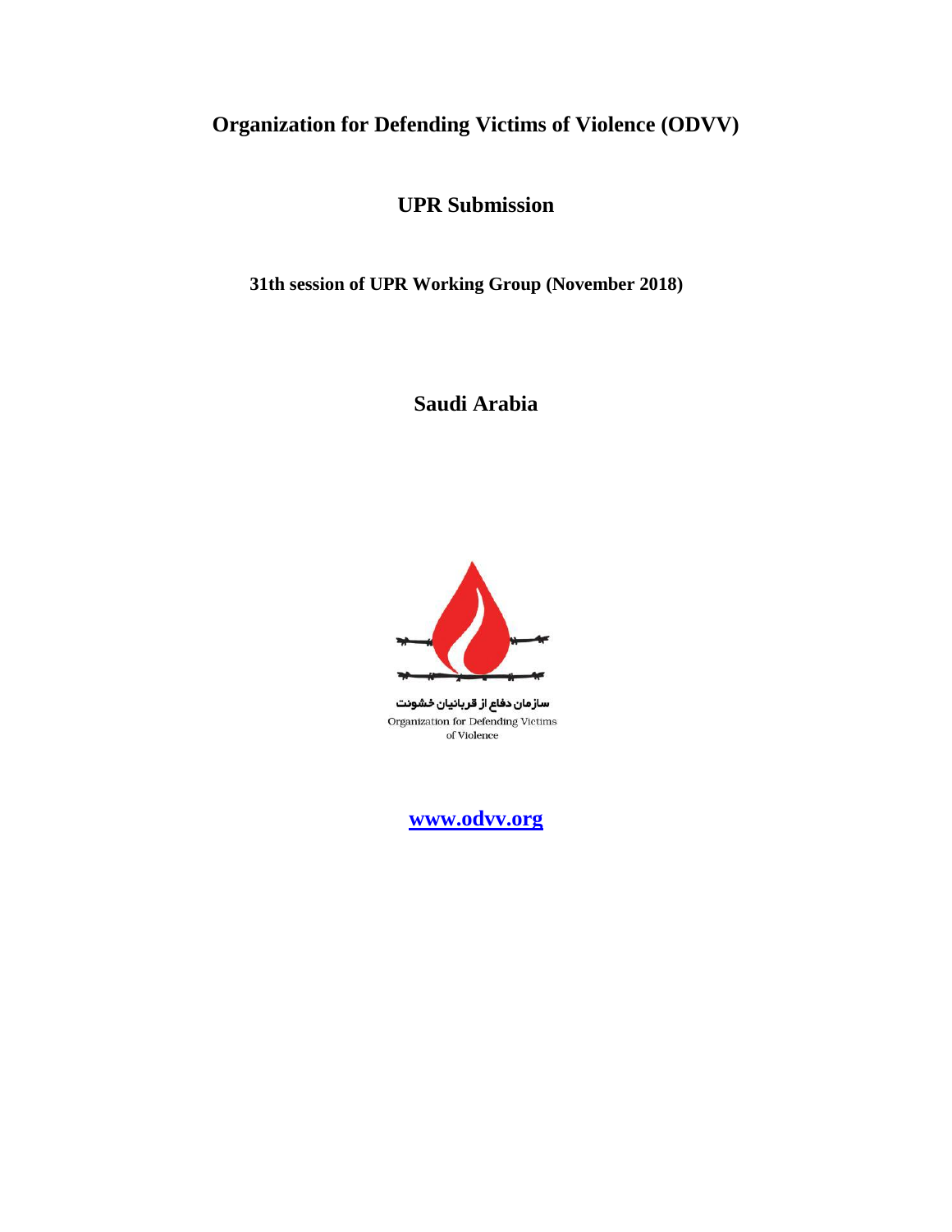# Organization for Defending Victims of Violence (ODVV)

## UPR Submission

### 31th session of UPR Working Group (November 2018)

## Saudi Arabia

سازمان دفاع از قربانیان خشونت

Organization for Defending Victims of Violence

[www.odvv.org](http://www.odvv.org)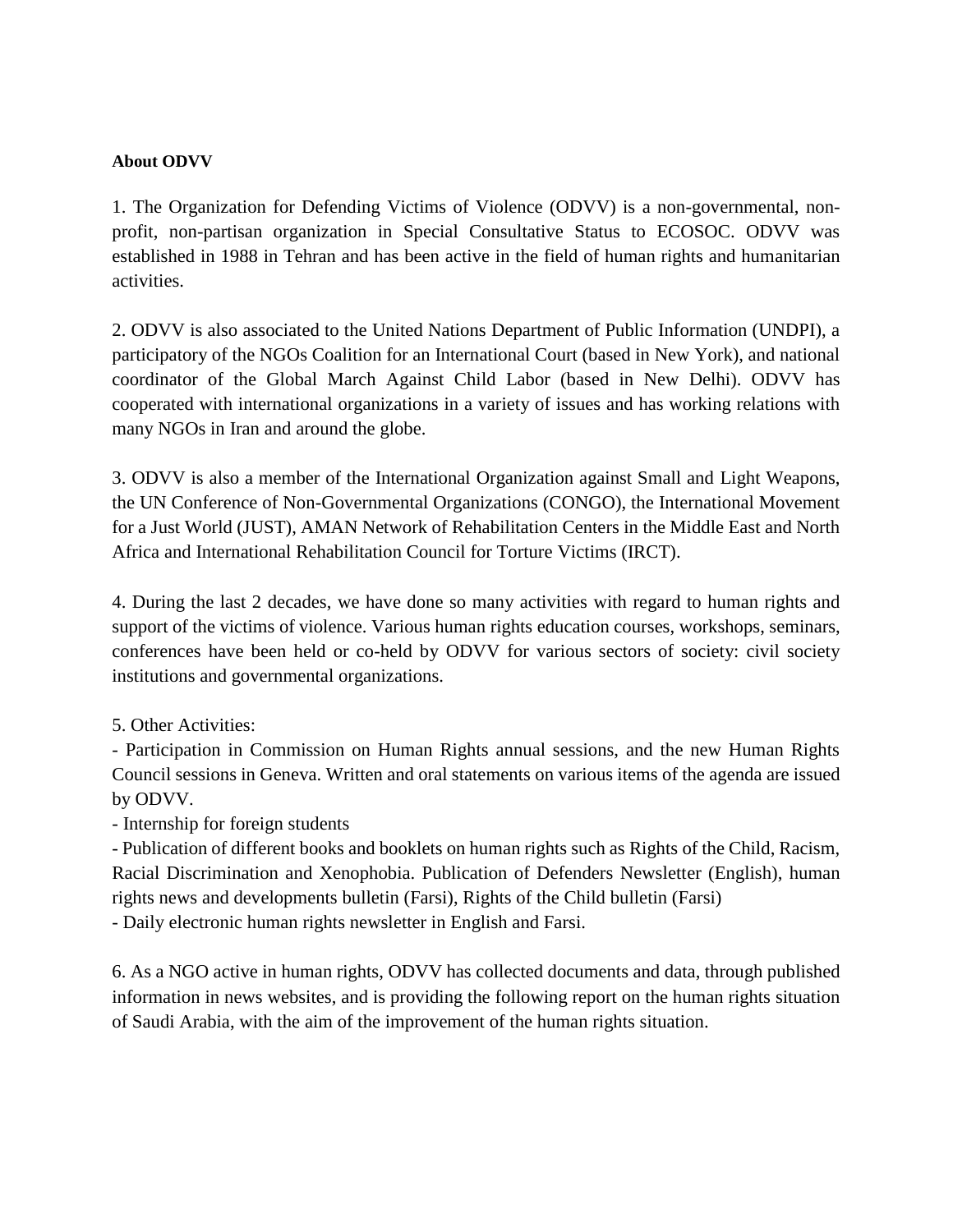**About ODVV**

1. The Organization for Defending Victims of Violence (ODVV) is a non-governmental, non-profit, non-partisan organization in Special Consultative Status to ECOSOC. ODVV was established in 1988 in Tehran and has been active in the field of human rights and humanitarian activities.

2. ODVV is also associated to the United Nations Department of Public Information (UNDPI), a participatory of the NGOs Coalition for an International Court (based in New York), and national coordinator of the Global March Against Child Labor (based in New Delhi). ODVV has cooperated with international organizations in a variety of issues and has working relations with many NGOs in Iran and around the globe.

3. ODVV is also a member of the International Organization against Small and Light Weapons, the UN Conference of Non-Governmental Organizations (CONGO), the International Movement for a Just World (JUST), AMAN Network of Rehabilitation Centers in the Middle East and North Africa and International Rehabilitation Council for Torture Victims (IRCT).

4. During the last 2 decades, we have done so many activities with regard to human rights and support of the victims of violence. Various human rights education courses, workshops, seminars, conferences have been held or co-held by ODVV for various sectors of society: civil society institutions and governmental organizations.

5. Other Activities:
- Participation in Commission on Human Rights annual sessions, and the new Human Rights Council sessions in Geneva. Written and oral statements on various items of the agenda are issued by ODVV.
- Internship for foreign students
- Publication of different books and booklets on human rights such as Rights of the Child, Racism, Racial Discrimination and Xenophobia. Publication of Defenders Newsletter (English), human rights news and developments bulletin (Farsi), Rights of the Child bulletin (Farsi)
- Daily electronic human rights newsletter in English and Farsi.

6. As a NGO active in human rights, ODVV has collected documents and data, through published information in news websites, and is providing the following report on the human rights situation of Saudi Arabia, with the aim of the improvement of the human rights situation.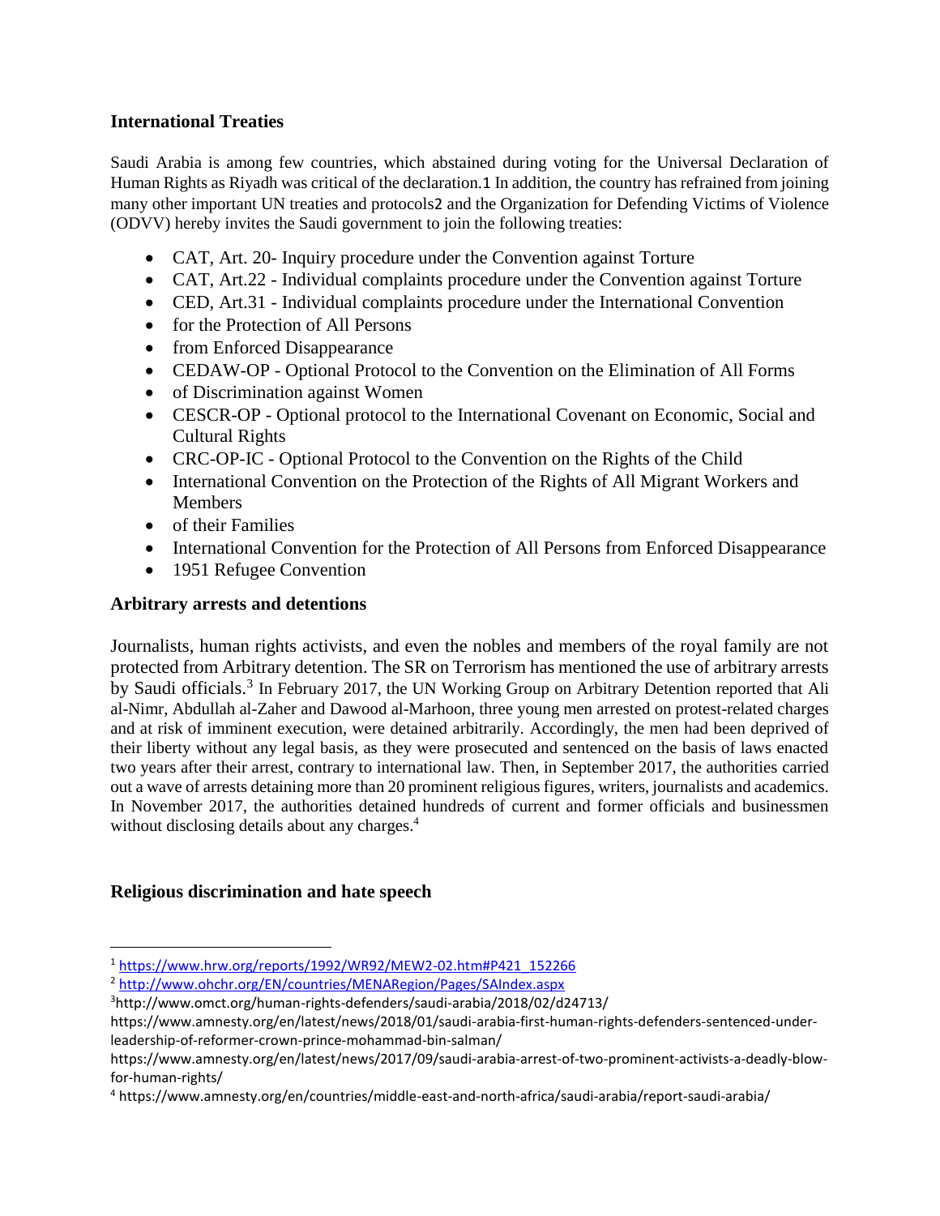## International Treaties

Saudi Arabia is among few countries, which abstained during voting for the Universal Declaration of Human Rights as Riyadh was critical of the declaration.1 In addition, the country has refrained from joining many other important UN treaties and protocols2 and the Organization for Defending Victims of Violence (ODVV) hereby invites the Saudi government to join the following treaties:

- CAT, Art. 20- Inquiry procedure under the Convention against Torture
- CAT, Art.22 - Individual complaints procedure under the Convention against Torture
- CED, Art.31 - Individual complaints procedure under the International Convention
- for the Protection of All Persons
- from Enforced Disappearance
- CEDAW-OP - Optional Protocol to the Convention on the Elimination of All Forms
- of Discrimination against Women
- CESCR-OP - Optional protocol to the International Covenant on Economic, Social and Cultural Rights
- CRC-OP-IC - Optional Protocol to the Convention on the Rights of the Child
- International Convention on the Protection of the Rights of All Migrant Workers and Members
- of their Families
- International Convention for the Protection of All Persons from Enforced Disappearance
- 1951 Refugee Convention

## Arbitrary arrests and detentions

Journalists, human rights activists, and even the nobles and members of the royal family are not protected from Arbitrary detention. The SR on Terrorism has mentioned the use of arbitrary arrests by Saudi officials.[3] In February 2017, the UN Working Group on Arbitrary Detention reported that Ali al-Nimr, Abdullah al-Zaher and Dawood al-Marhoon, three young men arrested on protest-related charges and at risk of imminent execution, were detained arbitrarily. Accordingly, the men had been deprived of their liberty without any legal basis, as they were prosecuted and sentenced on the basis of laws enacted two years after their arrest, contrary to international law. Then, in September 2017, the authorities carried out a wave of arrests detaining more than 20 prominent religious figures, writers, journalists and academics. In November 2017, the authorities detained hundreds of current and former officials and businessmen without disclosing details about any charges.[4]

## Religious discrimination and hate speech

---

[1] https://www.hrw.org/reports/1992/WR92/MEW2-02.htm#P421_152266

[2] http://www.ohchr.org/EN/countries/MENARegion/Pages/SAIndex.aspx

[3] http://www.omct.org/human-rights-defenders/saudi-arabia/2018/02/d24713/
https://www.amnesty.org/en/latest/news/2018/01/saudi-arabia-first-human-rights-defenders-sentenced-under-leadership-of-reformer-crown-prince-mohammad-bin-salman/
https://www.amnesty.org/en/latest/news/2017/09/saudi-arabia-arrest-of-two-prominent-activists-a-deadly-blow-for-human-rights/

[4] https://www.amnesty.org/en/countries/middle-east-and-north-africa/saudi-arabia/report-saudi-arabia/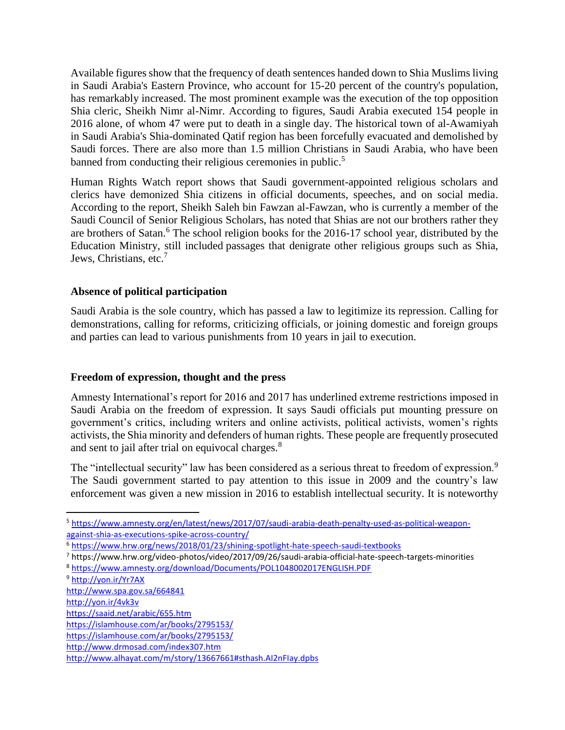Available figures show that the frequency of death sentences handed down to Shia Muslims living in Saudi Arabia's Eastern Province, who account for 15-20 percent of the country's population, has remarkably increased. The most prominent example was the execution of the top opposition Shia cleric, Sheikh Nimr al-Nimr. According to figures, Saudi Arabia executed 154 people in 2016 alone, of whom 47 were put to death in a single day. The historical town of al-Awamiyah in Saudi Arabia's Shia-dominated Qatif region has been forcefully evacuated and demolished by Saudi forces. There are also more than 1.5 million Christians in Saudi Arabia, who have been banned from conducting their religious ceremonies in public.[5]

Human Rights Watch report shows that Saudi government-appointed religious scholars and clerics have demonized Shia citizens in official documents, speeches, and on social media. According to the report, Sheikh Saleh bin Fawzan al-Fawzan, who is currently a member of the Saudi Council of Senior Religious Scholars, has noted that Shias are not our brothers rather they are brothers of Satan.[6] The school religion books for the 2016-17 school year, distributed by the Education Ministry, still included passages that denigrate other religious groups such as Shia, Jews, Christians, etc.[7]

**Absence of political participation**

Saudi Arabia is the sole country, which has passed a law to legitimize its repression. Calling for demonstrations, calling for reforms, criticizing officials, or joining domestic and foreign groups and parties can lead to various punishments from 10 years in jail to execution.

**Freedom of expression, thought and the press**

Amnesty International's report for 2016 and 2017 has underlined extreme restrictions imposed in Saudi Arabia on the freedom of expression. It says Saudi officials put mounting pressure on government's critics, including writers and online activists, political activists, women's rights activists, the Shia minority and defenders of human rights. These people are frequently prosecuted and sent to jail after trial on equivocal charges.[8]

The "intellectual security" law has been considered as a serious threat to freedom of expression.[9] The Saudi government started to pay attention to this issue in 2009 and the country's law enforcement was given a new mission in 2016 to establish intellectual security. It is noteworthy

---

[5] https://www.amnesty.org/en/latest/news/2017/07/saudi-arabia-death-penalty-used-as-political-weapon-against-shia-as-executions-spike-across-country/

[6] https://www.hrw.org/news/2018/01/23/shining-spotlight-hate-speech-saudi-textbooks

[7] https://www.hrw.org/video-photos/video/2017/09/26/saudi-arabia-official-hate-speech-targets-minorities

[8] https://www.amnesty.org/download/Documents/POL1048002017ENGLISH.PDF

[9] http://yon.ir/Yr7AX
http://www.spa.gov.sa/664841
http://yon.ir/4vk3v
https://saaid.net/arabic/655.htm
https://islamhouse.com/ar/books/2795153/
https://islamhouse.com/ar/books/2795153/
http://www.drmosad.com/index307.htm
http://www.alhayat.com/m/story/13667661#sthash.AI2nFIay.dpbs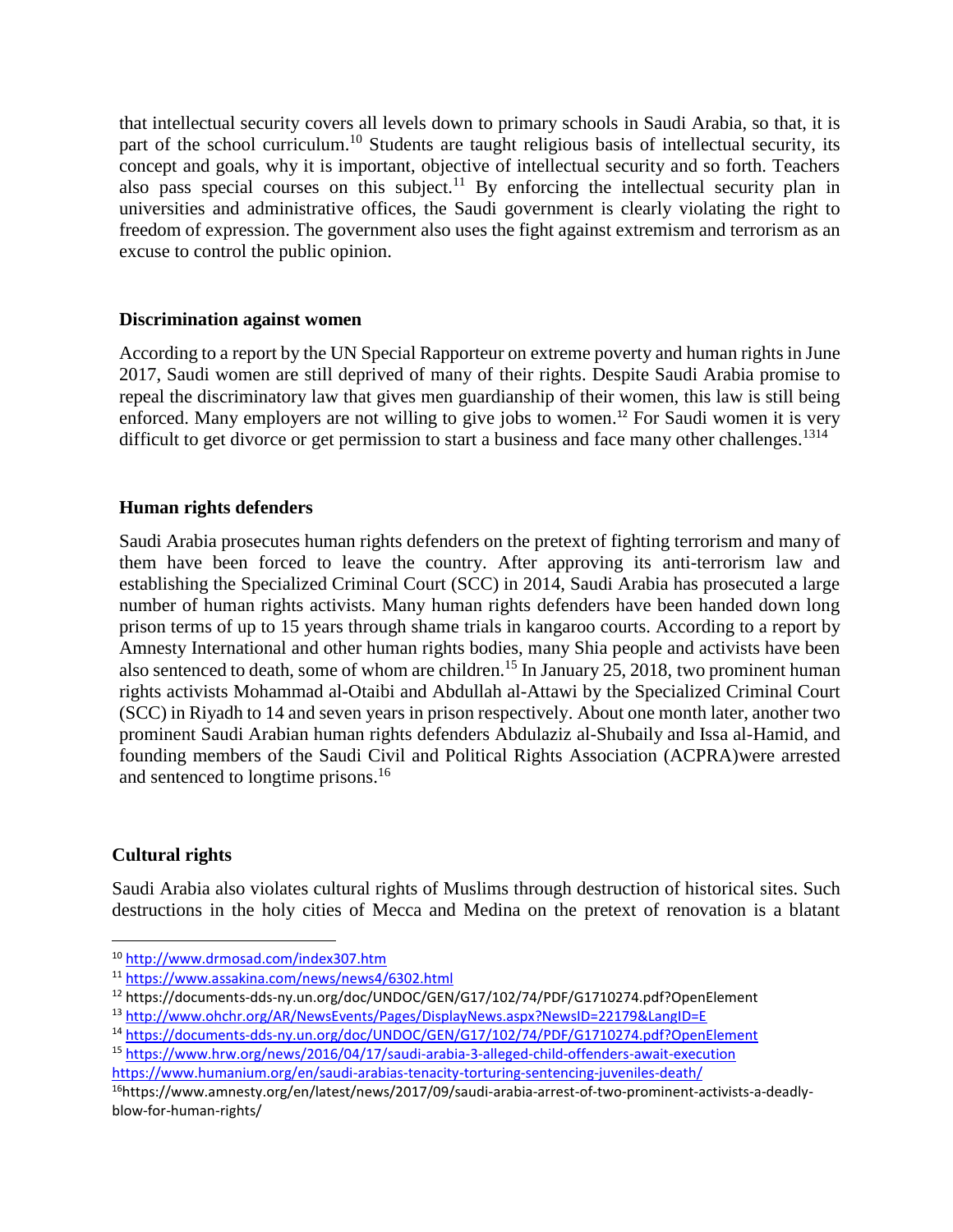that intellectual security covers all levels down to primary schools in Saudi Arabia, so that, it is part of the school curriculum.[10] Students are taught religious basis of intellectual security, its concept and goals, why it is important, objective of intellectual security and so forth. Teachers also pass special courses on this subject.[11] By enforcing the intellectual security plan in universities and administrative offices, the Saudi government is clearly violating the right to freedom of expression. The government also uses the fight against extremism and terrorism as an excuse to control the public opinion.

**Discrimination against women**

According to a report by the UN Special Rapporteur on extreme poverty and human rights in June 2017, Saudi women are still deprived of many of their rights. Despite Saudi Arabia promise to repeal the discriminatory law that gives men guardianship of their women, this law is still being enforced. Many employers are not willing to give jobs to women.[12] For Saudi women it is very difficult to get divorce or get permission to start a business and face many other challenges.[13][14]

**Human rights defenders**

Saudi Arabia prosecutes human rights defenders on the pretext of fighting terrorism and many of them have been forced to leave the country. After approving its anti-terrorism law and establishing the Specialized Criminal Court (SCC) in 2014, Saudi Arabia has prosecuted a large number of human rights activists. Many human rights defenders have been handed down long prison terms of up to 15 years through shame trials in kangaroo courts. According to a report by Amnesty International and other human rights bodies, many Shia people and activists have been also sentenced to death, some of whom are children.[15] In January 25, 2018, two prominent human rights activists Mohammad al-Otaibi and Abdullah al-Attawi by the Specialized Criminal Court (SCC) in Riyadh to 14 and seven years in prison respectively. About one month later, another two prominent Saudi Arabian human rights defenders Abdulaziz al-Shubaily and Issa al-Hamid, and founding members of the Saudi Civil and Political Rights Association (ACPRA)were arrested and sentenced to longtime prisons.[16]

**Cultural rights**

Saudi Arabia also violates cultural rights of Muslims through destruction of historical sites. Such destructions in the holy cities of Mecca and Medina on the pretext of renovation is a blatant

---

[10] http://www.drmosad.com/index307.htm

[11] https://www.assakina.com/news/news4/6302.html

[12] https://documents-dds-ny.un.org/doc/UNDOC/GEN/G17/102/74/PDF/G1710274.pdf?OpenElement

[13] http://www.ohchr.org/AR/NewsEvents/Pages/DisplayNews.aspx?NewsID=22179&LangID=E

[14] https://documents-dds-ny.un.org/doc/UNDOC/GEN/G17/102/74/PDF/G1710274.pdf?OpenElement

[15] https://www.hrw.org/news/2016/04/17/saudi-arabia-3-alleged-child-offenders-await-execution
https://www.humanium.org/en/saudi-arabias-tenacity-torturing-sentencing-juveniles-death/

[16] https://www.amnesty.org/en/latest/news/2017/09/saudi-arabia-arrest-of-two-prominent-activists-a-deadly-blow-for-human-rights/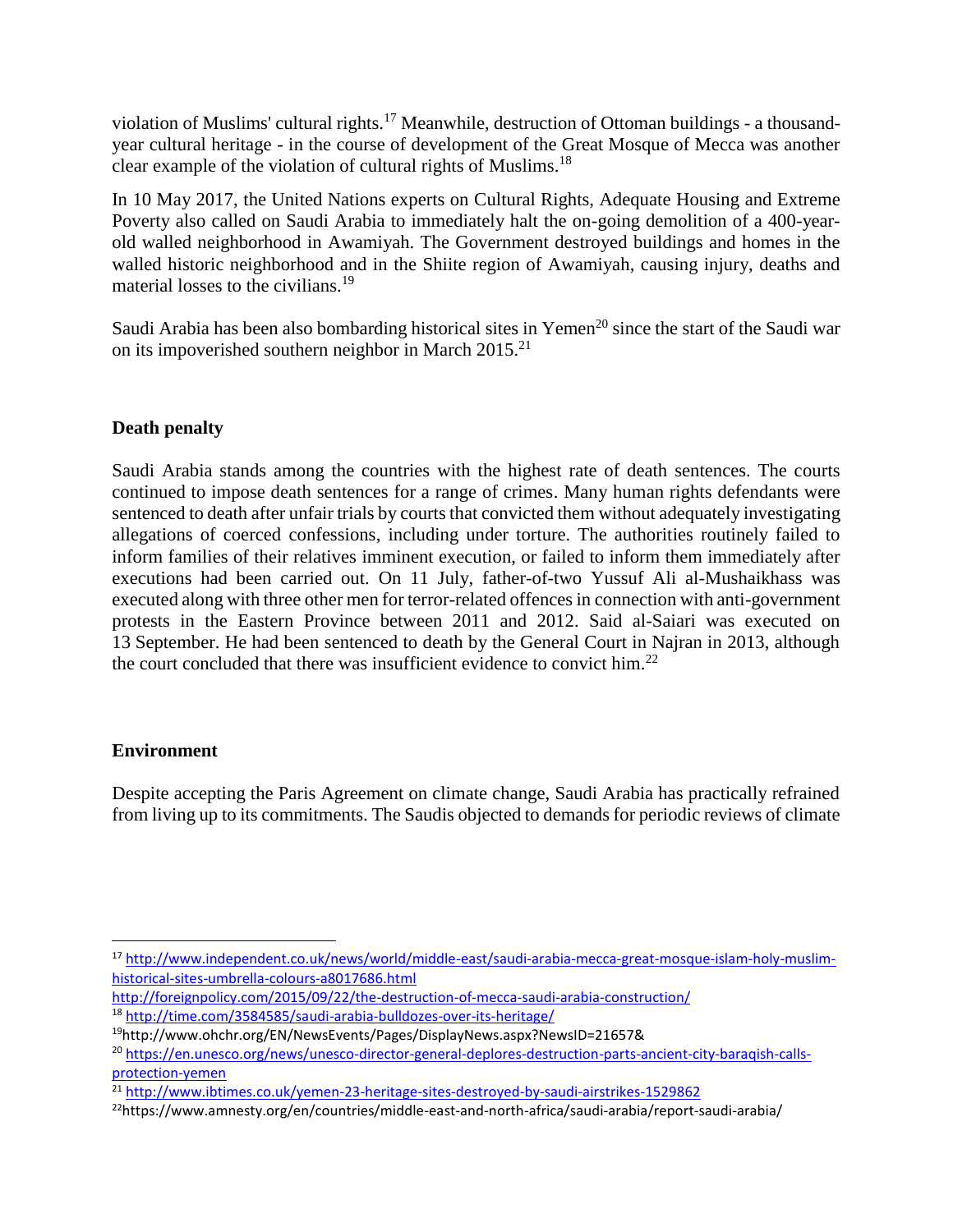violation of Muslims' cultural rights.[17] Meanwhile, destruction of Ottoman buildings - a thousand-year cultural heritage - in the course of development of the Great Mosque of Mecca was another clear example of the violation of cultural rights of Muslims.[18]

In 10 May 2017, the United Nations experts on Cultural Rights, Adequate Housing and Extreme Poverty also called on Saudi Arabia to immediately halt the on-going demolition of a 400-year-old walled neighborhood in Awamiyah. The Government destroyed buildings and homes in the walled historic neighborhood and in the Shiite region of Awamiyah, causing injury, deaths and material losses to the civilians.[19]

Saudi Arabia has been also bombarding historical sites in Yemen[20] since the start of the Saudi war on its impoverished southern neighbor in March 2015.[21]

**Death penalty**

Saudi Arabia stands among the countries with the highest rate of death sentences. The courts continued to impose death sentences for a range of crimes. Many human rights defendants were sentenced to death after unfair trials by courts that convicted them without adequately investigating allegations of coerced confessions, including under torture. The authorities routinely failed to inform families of their relatives imminent execution, or failed to inform them immediately after executions had been carried out. On 11 July, father-of-two Yussuf Ali al-Mushaikhass was executed along with three other men for terror-related offences in connection with anti-government protests in the Eastern Province between 2011 and 2012. Said al-Saiari was executed on 13 September. He had been sentenced to death by the General Court in Najran in 2013, although the court concluded that there was insufficient evidence to convict him.[22]

**Environment**

Despite accepting the Paris Agreement on climate change, Saudi Arabia has practically refrained from living up to its commitments. The Saudis objected to demands for periodic reviews of climate

---

[17] http://www.independent.co.uk/news/world/middle-east/saudi-arabia-mecca-great-mosque-islam-holy-muslim-historical-sites-umbrella-colours-a8017686.html
http://foreignpolicy.com/2015/09/22/the-destruction-of-mecca-saudi-arabia-construction/

[18] http://time.com/3584585/saudi-arabia-bulldozes-over-its-heritage/

[19] http://www.ohchr.org/EN/NewsEvents/Pages/DisplayNews.aspx?NewsID=21657&

[20] https://en.unesco.org/news/unesco-director-general-deplores-destruction-parts-ancient-city-baraqish-calls-protection-yemen

[21] http://www.ibtimes.co.uk/yemen-23-heritage-sites-destroyed-by-saudi-airstrikes-1529862

[22] https://www.amnesty.org/en/countries/middle-east-and-north-africa/saudi-arabia/report-saudi-arabia/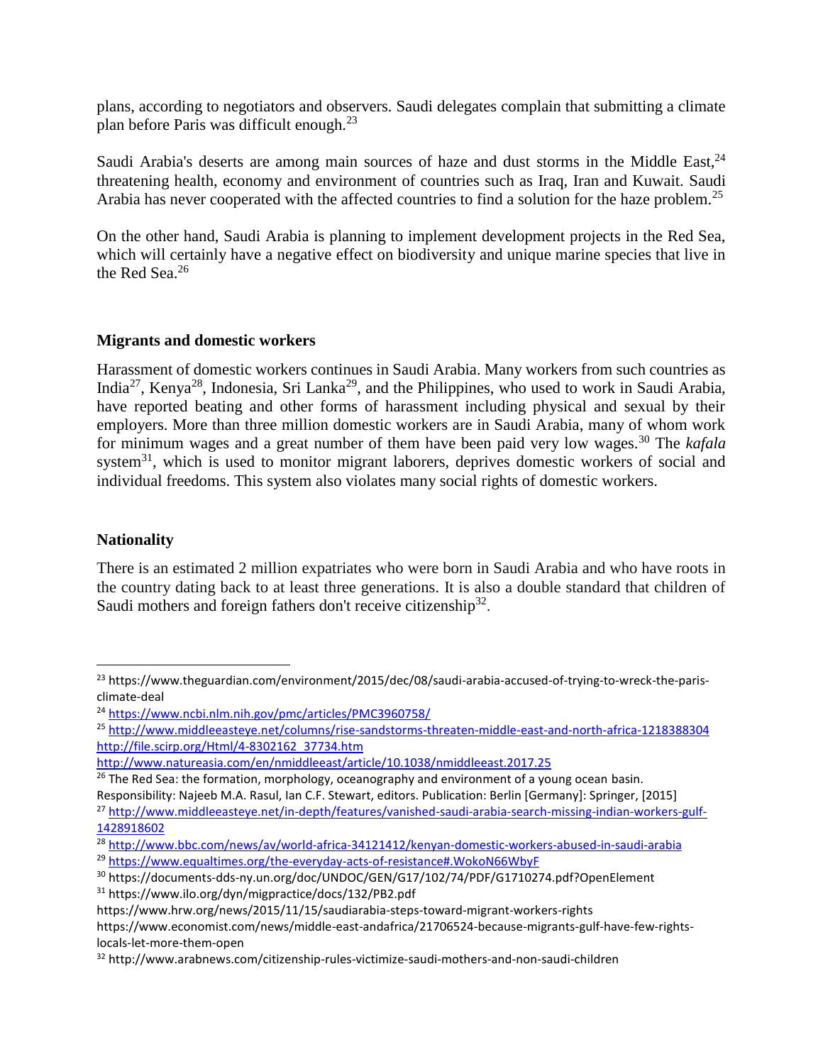plans, according to negotiators and observers. Saudi delegates complain that submitting a climate plan before Paris was difficult enough.[23]

Saudi Arabia's deserts are among main sources of haze and dust storms in the Middle East,[24] threatening health, economy and environment of countries such as Iraq, Iran and Kuwait. Saudi Arabia has never cooperated with the affected countries to find a solution for the haze problem.[25]

On the other hand, Saudi Arabia is planning to implement development projects in the Red Sea, which will certainly have a negative effect on biodiversity and unique marine species that live in the Red Sea.[26]

## Migrants and domestic workers

Harassment of domestic workers continues in Saudi Arabia. Many workers from such countries as India[27], Kenya[28], Indonesia, Sri Lanka[29], and the Philippines, who used to work in Saudi Arabia, have reported beating and other forms of harassment including physical and sexual by their employers. More than three million domestic workers are in Saudi Arabia, many of whom work for minimum wages and a great number of them have been paid very low wages.[30] The *kafala* system[31], which is used to monitor migrant laborers, deprives domestic workers of social and individual freedoms. This system also violates many social rights of domestic workers.

## Nationality

There is an estimated 2 million expatriates who were born in Saudi Arabia and who have roots in the country dating back to at least three generations. It is also a double standard that children of Saudi mothers and foreign fathers don't receive citizenship[32].

---

[23] https://www.theguardian.com/environment/2015/dec/08/saudi-arabia-accused-of-trying-to-wreck-the-paris-climate-deal

[24] https://www.ncbi.nlm.nih.gov/pmc/articles/PMC3960758/

[25] http://www.middleeasteye.net/columns/rise-sandstorms-threaten-middle-east-and-north-africa-1218388304
http://file.scirp.org/Html/4-8302162_37734.htm
http://www.natureasia.com/en/nmiddleeast/article/10.1038/nmiddleeast.2017.25

[26] The Red Sea: the formation, morphology, oceanography and environment of a young ocean basin. Responsibility: Najeeb M.A. Rasul, Ian C.F. Stewart, editors. Publication: Berlin [Germany]: Springer, [2015]

[27] http://www.middleeasteye.net/in-depth/features/vanished-saudi-arabia-search-missing-indian-workers-gulf-1428918602

[28] http://www.bbc.com/news/av/world-africa-34121412/kenyan-domestic-workers-abused-in-saudi-arabia

[29] https://www.equaltimes.org/the-everyday-acts-of-resistance#.WokoN66WbyF

[30] https://documents-dds-ny.un.org/doc/UNDOC/GEN/G17/102/74/PDF/G1710274.pdf?OpenElement

[31] https://www.ilo.org/dyn/migpractice/docs/132/PB2.pdf
https://www.hrw.org/news/2015/11/15/saudiarabia-steps-toward-migrant-workers-rights
https://www.economist.com/news/middle-east-andafrica/21706524-because-migrants-gulf-have-few-rights-locals-let-more-them-open

[32] http://www.arabnews.com/citizenship-rules-victimize-saudi-mothers-and-non-saudi-children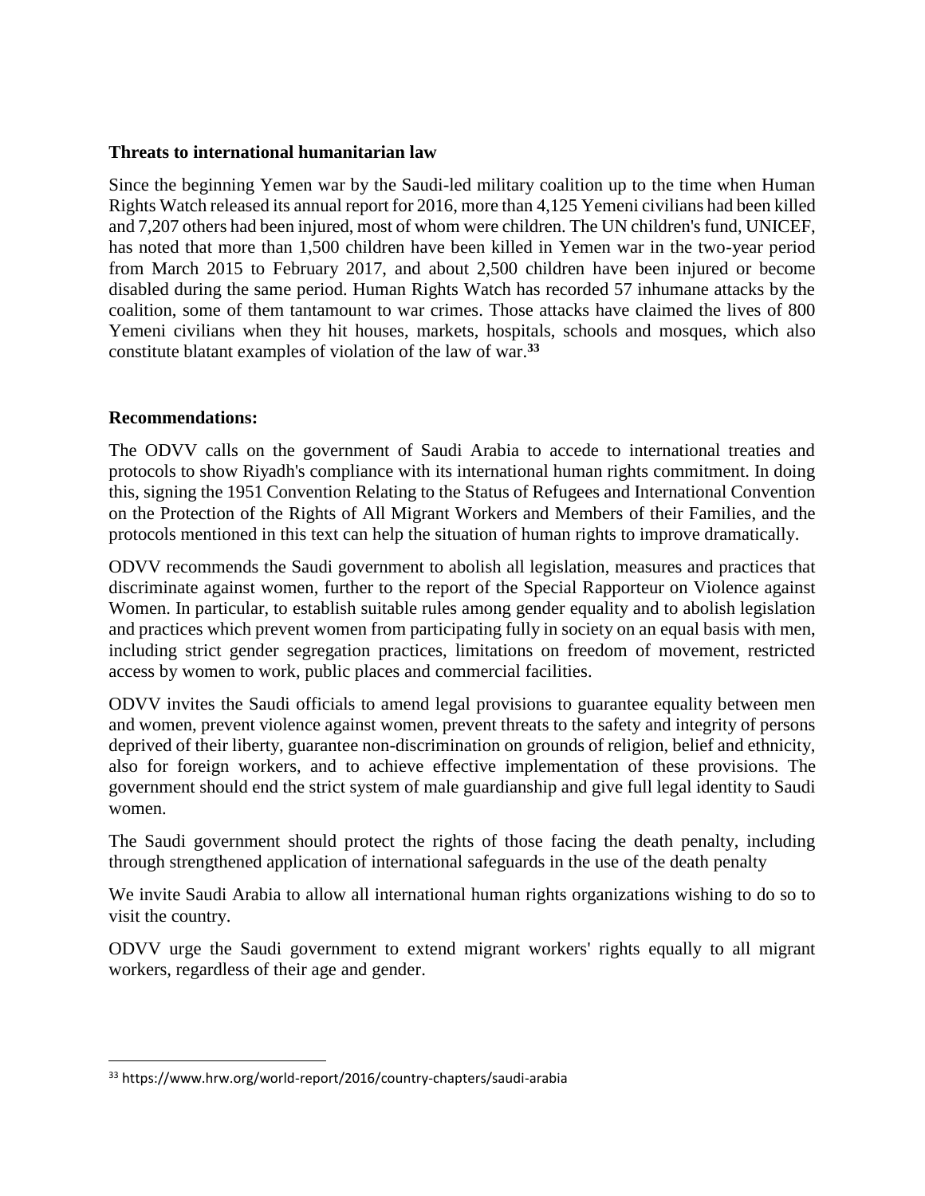**Threats to international humanitarian law**

Since the beginning Yemen war by the Saudi-led military coalition up to the time when Human Rights Watch released its annual report for 2016, more than 4,125 Yemeni civilians had been killed and 7,207 others had been injured, most of whom were children. The UN children's fund, UNICEF, has noted that more than 1,500 children have been killed in Yemen war in the two-year period from March 2015 to February 2017, and about 2,500 children have been injured or become disabled during the same period. Human Rights Watch has recorded 57 inhumane attacks by the coalition, some of them tantamount to war crimes. Those attacks have claimed the lives of 800 Yemeni civilians when they hit houses, markets, hospitals, schools and mosques, which also constitute blatant examples of violation of the law of war.[33]

**Recommendations:**

The ODVV calls on the government of Saudi Arabia to accede to international treaties and protocols to show Riyadh's compliance with its international human rights commitment. In doing this, signing the 1951 Convention Relating to the Status of Refugees and International Convention on the Protection of the Rights of All Migrant Workers and Members of their Families, and the protocols mentioned in this text can help the situation of human rights to improve dramatically.

ODVV recommends the Saudi government to abolish all legislation, measures and practices that discriminate against women, further to the report of the Special Rapporteur on Violence against Women. In particular, to establish suitable rules among gender equality and to abolish legislation and practices which prevent women from participating fully in society on an equal basis with men, including strict gender segregation practices, limitations on freedom of movement, restricted access by women to work, public places and commercial facilities.

ODVV invites the Saudi officials to amend legal provisions to guarantee equality between men and women, prevent violence against women, prevent threats to the safety and integrity of persons deprived of their liberty, guarantee non-discrimination on grounds of religion, belief and ethnicity, also for foreign workers, and to achieve effective implementation of these provisions. The government should end the strict system of male guardianship and give full legal identity to Saudi women.

The Saudi government should protect the rights of those facing the death penalty, including through strengthened application of international safeguards in the use of the death penalty

We invite Saudi Arabia to allow all international human rights organizations wishing to do so to visit the country.

ODVV urge the Saudi government to extend migrant workers' rights equally to all migrant workers, regardless of their age and gender.

---

[33] https://www.hrw.org/world-report/2016/country-chapters/saudi-arabia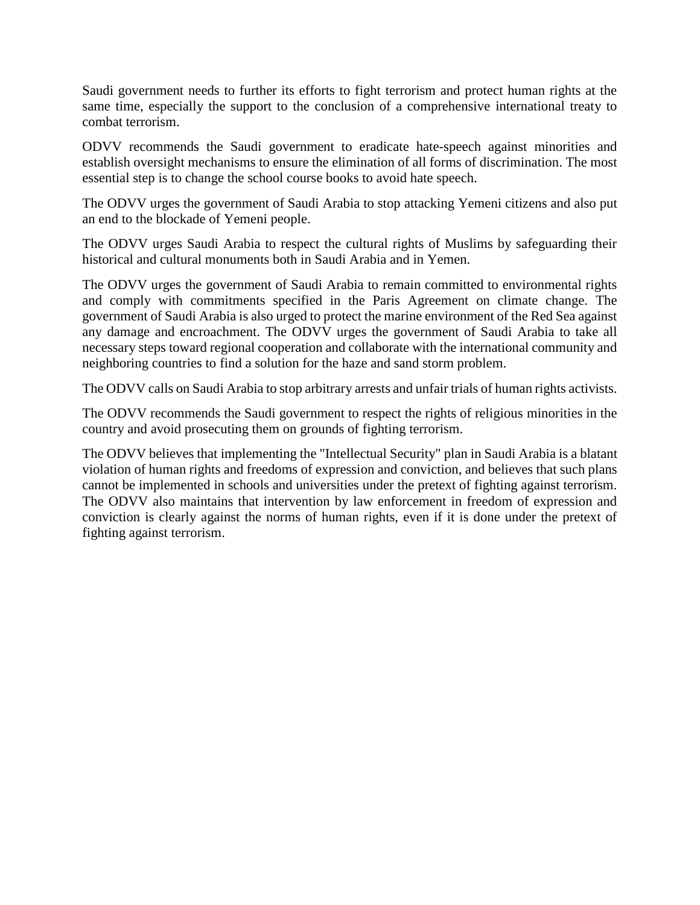Saudi government needs to further its efforts to fight terrorism and protect human rights at the same time, especially the support to the conclusion of a comprehensive international treaty to combat terrorism.

ODVV recommends the Saudi government to eradicate hate-speech against minorities and establish oversight mechanisms to ensure the elimination of all forms of discrimination. The most essential step is to change the school course books to avoid hate speech.

The ODVV urges the government of Saudi Arabia to stop attacking Yemeni citizens and also put an end to the blockade of Yemeni people.

The ODVV urges Saudi Arabia to respect the cultural rights of Muslims by safeguarding their historical and cultural monuments both in Saudi Arabia and in Yemen.

The ODVV urges the government of Saudi Arabia to remain committed to environmental rights and comply with commitments specified in the Paris Agreement on climate change. The government of Saudi Arabia is also urged to protect the marine environment of the Red Sea against any damage and encroachment. The ODVV urges the government of Saudi Arabia to take all necessary steps toward regional cooperation and collaborate with the international community and neighboring countries to find a solution for the haze and sand storm problem.

The ODVV calls on Saudi Arabia to stop arbitrary arrests and unfair trials of human rights activists.

The ODVV recommends the Saudi government to respect the rights of religious minorities in the country and avoid prosecuting them on grounds of fighting terrorism.

The ODVV believes that implementing the "Intellectual Security" plan in Saudi Arabia is a blatant violation of human rights and freedoms of expression and conviction, and believes that such plans cannot be implemented in schools and universities under the pretext of fighting against terrorism. The ODVV also maintains that intervention by law enforcement in freedom of expression and conviction is clearly against the norms of human rights, even if it is done under the pretext of fighting against terrorism.